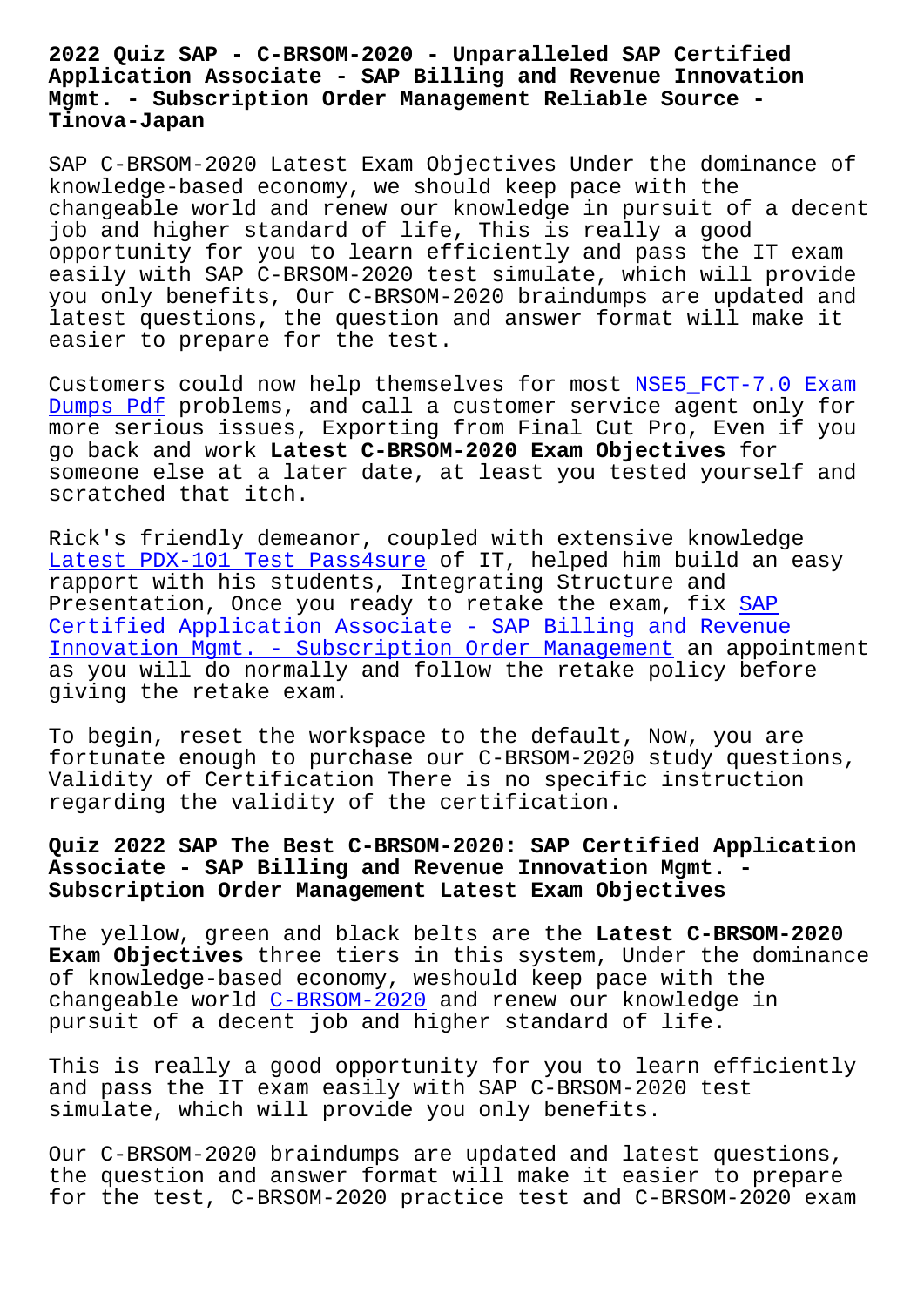# 2022 Quiz SAP - C-BRSOM-2020 - Unparalleled SAP Certified Application Associate - SAP Billing and Revenue Innovation Mgmt. - Subscription Order Management Reliable Source - Tinova-Japan

SAP C-BRSOM-2020 Latest Exam Objectives Under the dominance of knowledge-based economy, we should keep pace with the changeable world and renew our knowledge in pursuit of a decent job and higher standard of life, This is really a good opportunity for you to learn efficiently and pass the IT exam easily with SAP C-BRSOM-2020 test simulate, which will provide you only benefits, Our C-BRSOM-2020 braindumps are updated and latest questions, the question and answer format will make it easier to prepare for the test.

Customers could now help themselves for most NSE5_FCT-7.0 Exam Dumps Pdf problems, and call a customer service agent only for more serious issues, Exporting from Final Cut Pro, Even if you go back and work **Latest C-BRSOM-2020 Exam Objectives** for someone else at a later date, at least you tested yourself and scratched that itch.

Rick's friendly demeanor, coupled with extensive knowledge Latest PDX-101 Test Pass4sure of IT, helped him build an easy rapport with his students, Integrating Structure and Presentation, Once you ready to retake the exam, fix SAP Certified Application Associate - SAP Billing and Revenue Innovation Mgmt. - Subscription Order Management an appointment as you will do normally and follow the retake policy before giving the retake exam.

To begin, reset the workspace to the default, Now, you are fortunate enough to purchase our C-BRSOM-2020 study questions, Validity of Certification There is no specific instruction regarding the validity of the certification.

## Quiz 2022 SAP The Best C-BRSOM-2020: SAP Certified Application Associate - SAP Billing and Revenue Innovation Mgmt. - Subscription Order Management Latest Exam Objectives

The yellow, green and black belts are the **Latest C-BRSOM-2020 Exam Objectives** three tiers in this system, Under the dominance of knowledge-based economy, weshould keep pace with the changeable world C-BRSOM-2020 and renew our knowledge in pursuit of a decent job and higher standard of life.

This is really a good opportunity for you to learn efficiently and pass the IT exam easily with SAP C-BRSOM-2020 test simulate, which will provide you only benefits.

Our C-BRSOM-2020 braindumps are updated and latest questions, the question and answer format will make it easier to prepare for the test, C-BRSOM-2020 practice test and C-BRSOM-2020 exam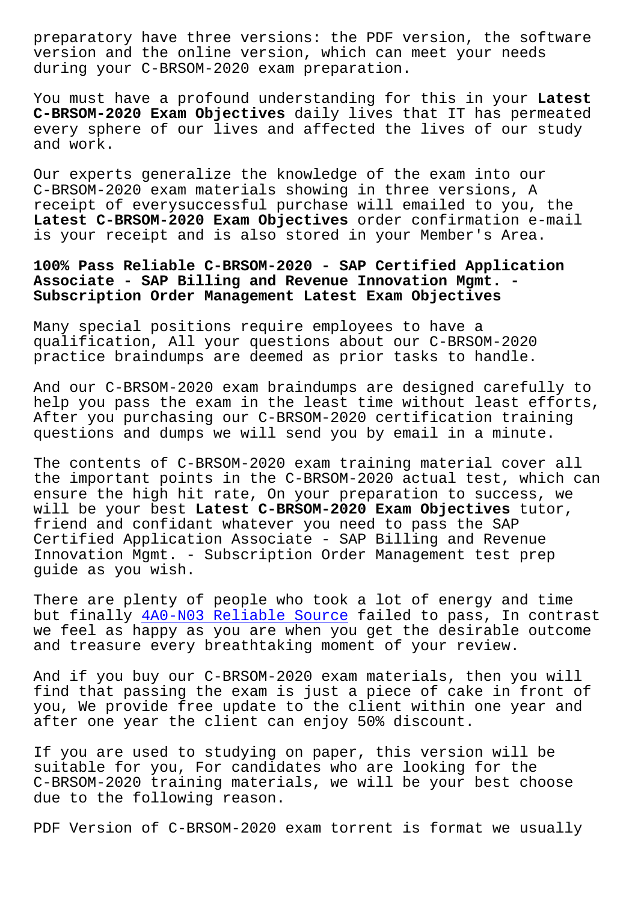preparatory have three versions: the PDF version, the software version and the online version, which can meet your needs during your C-BRSOM-2020 exam preparation.

You must have a profound understanding for this in your **Latest C-BRSOM-2020 Exam Objectives** daily lives that IT has permeated every sphere of our lives and affected the lives of our study and work.

Our experts generalize the knowledge of the exam into our C-BRSOM-2020 exam materials showing in three versions, A receipt of everysuccessful purchase will emailed to you, the **Latest C-BRSOM-2020 Exam Objectives** order confirmation e-mail is your receipt and is also stored in your Member's Area.

## 100% Pass Reliable C-BRSOM-2020 - SAP Certified Application Associate - SAP Billing and Revenue Innovation Mgmt. - Subscription Order Management Latest Exam Objectives

Many special positions require employees to have a qualification, All your questions about our C-BRSOM-2020 practice braindumps are deemed as prior tasks to handle.

And our C-BRSOM-2020 exam braindumps are designed carefully to help you pass the exam in the least time without least efforts, After you purchasing our C-BRSOM-2020 certification training questions and dumps we will send you by email in a minute.

The contents of C-BRSOM-2020 exam training material cover all the important points in the C-BRSOM-2020 actual test, which can ensure the high hit rate, On your preparation to success, we will be your best **Latest C-BRSOM-2020 Exam Objectives** tutor, friend and confidant whatever you need to pass the SAP Certified Application Associate - SAP Billing and Revenue Innovation Mgmt. - Subscription Order Management test prep guide as you wish.

There are plenty of people who took a lot of energy and time but finally 4A0-N03 Reliable Source failed to pass, In contrast we feel as happy as you are when you get the desirable outcome and treasure every breathtaking moment of your review.

And if you buy our C-BRSOM-2020 exam materials, then you will find that passing the exam is just a piece of cake in front of you, We provide free update to the client within one year and after one year the client can enjoy 50% discount.

If you are used to studying on paper, this version will be suitable for you, For candidates who are looking for the C-BRSOM-2020 training materials, we will be your best choose due to the following reason.

PDF Version of C-BRSOM-2020 exam torrent is format we usually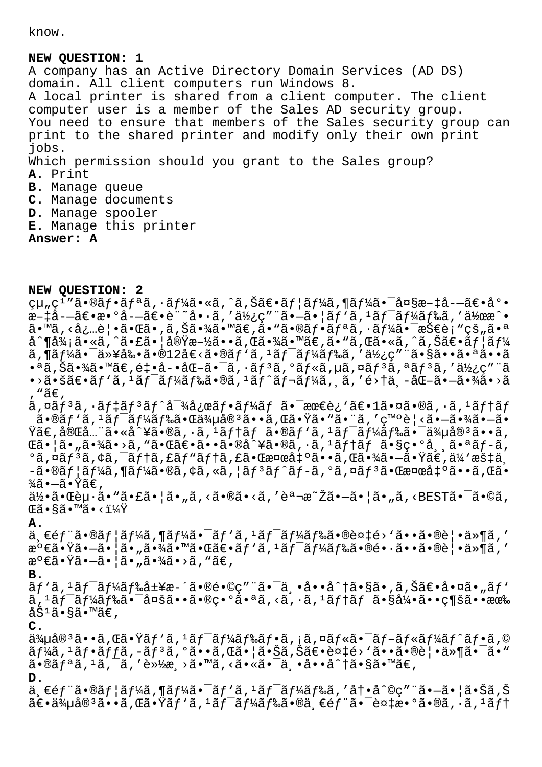know.

**NEW QUESTION: 1**
A company has an Active Directory Domain Services (AD DS) domain. All client computers run Windows 8.
A local printer is shared from a client computer. The client computer user is a member of the Sales AD security group.
You need to ensure that members of the Sales security group can print to the shared printer and modify only their own print jobs.
Which permission should you grant to the Sales group?
**A.** Print
**B.** Manage queue
**C.** Manage documents
**D.** Manage spooler
**E.** Manage this printer
**Answer: A**

**NEW QUESTION: 2**
çµ„ç¹”ã•®ãƒ•ãƒªã,·ãƒ¼ã•«ã,ˆã,Šã€•ãƒ¦ãƒ¼ã,¶ãƒ¼ã•¯å¤§æ–‡å­—ã€•å°•æ–‡å­—ã€•æ•°å­—ã€•è¨˜å•·ã,'ä½¿ç"¨ã•—ã•¦ãƒ'ã,¹ãƒ¯ãƒ¼ãƒ‰ã,'作æˆ•ã•™ã,‹å¿…è¦•ã•Œã•‚ã,Šã•¾ã•™ã€,ã•"ã•®ãƒ•ãƒªã,·ãƒ¼ã•¯æŠ€è¡"çš"ã•ªå^¶å¾¡ã•«ã,ˆã•£ã•¦å®Ÿæ–½ã••ã,Œã•¾ã•™ã€,ã•"ã,Œã•«ã,ˆã,Šã€•ãƒ¦ãƒ¼ã,¶ãƒ¼ã•¯ä»¥å‰•ã•®12å€‹ã•®ãƒ'ã,¹ãƒ¯ãƒ¼ãƒ‰ã,'ä½¿ç"¨ã•§ã••ã•ªã••ã•ªã,Šã•¾ã•™ã€,é‡•å­•åŒ–ã•¯ã,·ãƒ³ã,°ãƒ«ã,µã,¤ãƒ³ã,ªãƒ³ã,'ä½¿ç"¨ã•›ã•šã€•ãƒ'ã,¹ãƒ¯ãƒ¼ãƒ‰ã•®ã,¹ãƒˆãƒ¬ãƒ¼ã,¸ã,'é›†ä¸­åŒ–ã•—ã•¾ã•›ã,"ã€,
ã,¤ãƒ³ã,·ãƒ‡ãƒ³ãƒˆå¯¾å¿œãƒ•ãƒ¼ãƒ  ã•¯æœ€è¿'ã€•1ã•¤ã•®ã,·ã,¹ãƒ†ãƒ  ã•®ãƒ'ã,¹ãƒ¯ãƒ¼ãƒ‰ã•Œä¾µå®³ã••ã,Œã•Ÿã•"ã•¨ã,'ç™ºè¦‹ã•—ã•¾ã•—ã•Ÿã€,完全ã•«å^¥ã•®ã,·ã,¹ãƒ†ãƒ ã•®ãƒ'ã,¹ãƒ¯ãƒ¼ãƒ‰ã•¯ä¾µå®³ã••ã,Œã•¦ã•"ã•¾ã•›ã,"ã•Œã€•ã••ã•®å^¥ã•®ã,·ã,¹ãƒ†ãƒ ã•§ç•°å¸¸ã•ªãƒ­ã,°ã,¤ãƒ³ã,¢ã,¯ãƒ†ã,£ãƒ"ãƒ†ã,£ã•Œæ¤œå‡ºã••ã,Œã•¾ã•—ã•Ÿã€,ä¼'æš‡ä¸­ã•®ãƒ¦ãƒ¼ã,¶ãƒ¼ã•®ã,¢ã,«ã,¦ãƒ³ãƒˆãƒ­ã,°ã,¤ãƒ³ã•Œæ¤œå‡ºã••ã,Œã•¾ã•—ã•Ÿã€,
何ã•Œèµ·ã•"ã•£ã•¦ã•"ã,‹ã•®ã•‹ã,'説æ˜Žã•—ã•¦ã•"ã,‹BESTã•¯ã•©ã,Œã•§ã•™ã•‹ï¼Ÿ
**A.**
ä¸€éƒ¨ã•®ãƒ¦ãƒ¼ã,¶ãƒ¼ã•¯ãƒ'ã,¹ãƒ¯ãƒ¼ãƒ‰ã•®è¤‡é›'ã••ã•®è¦•ä»¶ã,'満ã•Ÿã•—ã•¦ã•"ã•¾ã•™ã•Œã€•ãƒ'ã,¹ãƒ¯ãƒ¼ãƒ‰ã•®é•·ã••ã•®è¦•ä»¶ã,'満ã•Ÿã•—ã•¦ã•"ã•¾ã•›ã,"ã€,
**B.**
ãƒ'ã,¹ãƒ¯ãƒ¼ãƒ‰å±¥æ­´ã•®é•©ç"¨ã•¯ä¸•å••å^†ã•§ã•‚ã,Šã€•å•¤ã•"ãƒ'ã,¹ãƒ¯ãƒ¼ãƒ‰ã•¯å¤šã••ã•®ç•°ã•ªã,‹ã,·ã,¹ãƒ†ãƒ ã•§å¼•ã••ç¶šã••有åŠ¹ã•§ã•™ã€,
**C.**
ä¾µå®³ã••ã,Œã•Ÿãƒ'ã,¹ãƒ¯ãƒ¼ãƒ‰ãƒ•ã,¡ã,¤ãƒ«ã•¯ãƒ–ãƒ«ãƒ¼ãƒˆãƒ•ã,©ãƒ¼ã,¹ãƒ•ãƒƒã,­ãƒ³ã,°ã••ã,Œã•¦ã•Šã,Šã€•è¤‡é›'ã••ã•®è¦•ä»¶ã•¯ã•"ã•®ãƒªã,¹ã,¯ã,'軽æ¸›ã•™ã,‹ã•«ã•¯ä¸•å••å^†ã•§ã•™ã€,
**D.**
ä¸€éƒ¨ã•®ãƒ¦ãƒ¼ã,¶ãƒ¼ã•¯ãƒ'ã,¹ãƒ¯ãƒ¼ãƒ‰ã,'冕å^©ç"¨ã•—ã•¦ã•Šã,Šã€•ä¾µå®³ã••ã,Œã•Ÿãƒ'ã,¹ãƒ¯ãƒ¼ãƒ‰ã•®ä¸€éƒ¨ã•¯è¤‡æ•°ã•®ã,·ã,¹ãƒ†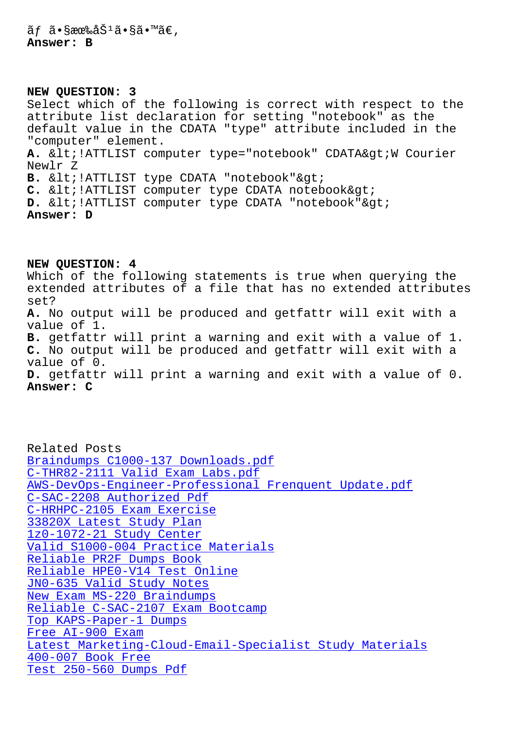ãƒ ã•§æœ‰åŠ¹ã•§ã•™ã€'
**Answer: B**

**NEW QUESTION: 3**
Select which of the following is correct with respect to the attribute list declaration for setting "notebook" as the default value in the CDATA "type" attribute included in the "computer" element.
**A.** &lt;!ATTLIST computer type="notebook" CDATA&gt;W Courier Newlr Z
**B.** &lt;!ATTLIST type CDATA "notebook"&gt;
**C.** &lt;!ATTLIST computer type CDATA notebook&gt;
**D.** &lt;!ATTLIST computer type CDATA "notebook"&gt;
**Answer: D**

**NEW QUESTION: 4**
Which of the following statements is true when querying the extended attributes of a file that has no extended attributes set?
**A.** No output will be produced and getfattr will exit with a value of 1.
**B.** getfattr will print a warning and exit with a value of 1.
**C.** No output will be produced and getfattr will exit with a value of 0.
**D.** getfattr will print a warning and exit with a value of 0.
**Answer: C**

Related Posts
Braindumps C1000-137 Downloads.pdf
C-THR82-2111 Valid Exam Labs.pdf
AWS-DevOps-Engineer-Professional Frenquent Update.pdf
C-SAC-2208 Authorized Pdf
C-HRHPC-2105 Exam Exercise
33820X Latest Study Plan
1z0-1072-21 Study Center
Valid S1000-004 Practice Materials
Reliable PR2F Dumps Book
Reliable HPE0-V14 Test Online
JN0-635 Valid Study Notes
New Exam MS-220 Braindumps
Reliable C-SAC-2107 Exam Bootcamp
Top KAPS-Paper-1 Dumps
Free AI-900 Exam
Latest Marketing-Cloud-Email-Specialist Study Materials
400-007 Book Free
Test 250-560 Dumps Pdf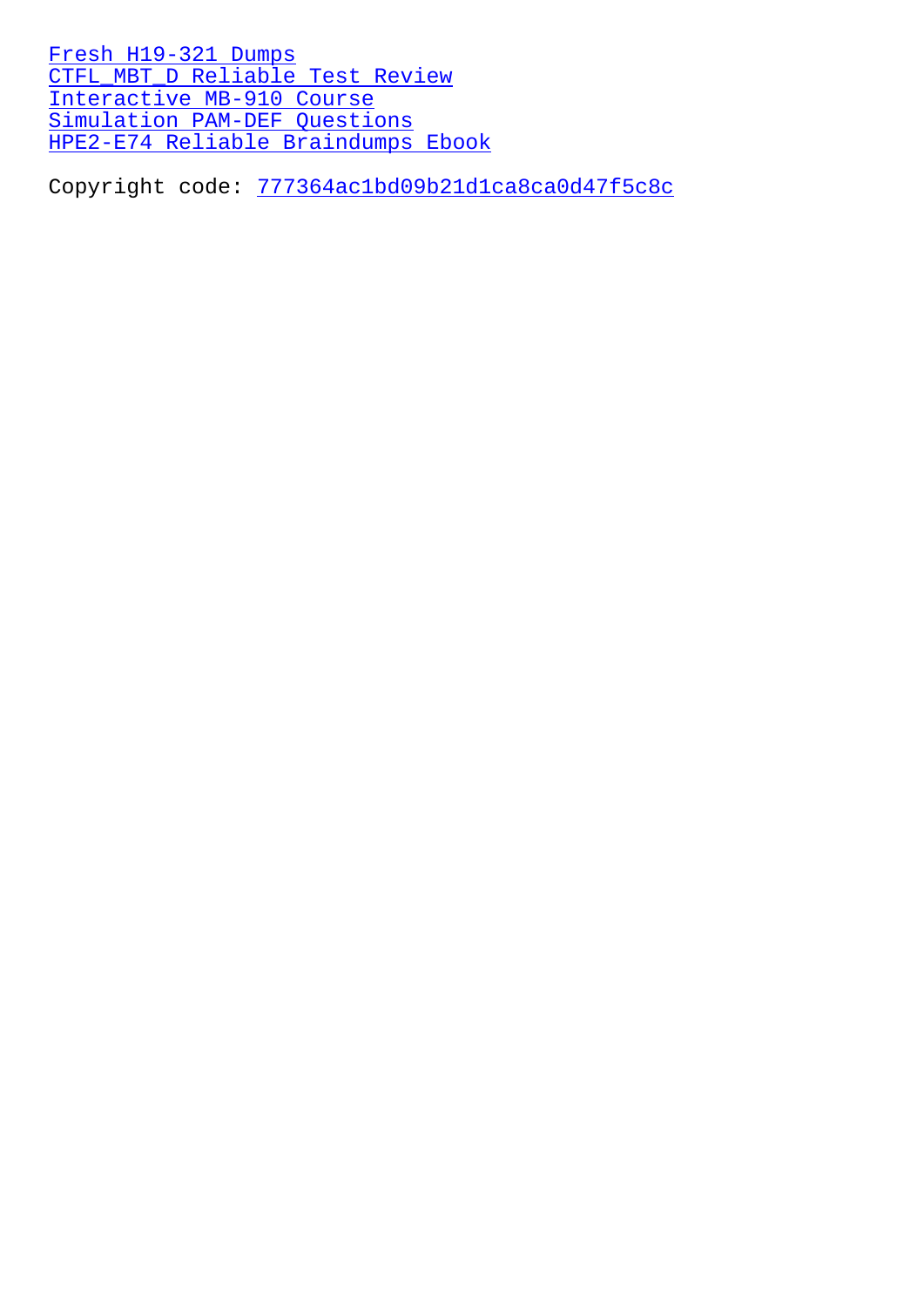[Fresh H19-321 Dumps]
[CTFL_MBT_D Reliable Test Review]
[Interactive MB-910 Course]
[Simulation PAM-DEF Questions]
[HPE2-E74 Reliable Braindumps Ebook]

Copyright code: [777364ac1bd09b21d1ca8ca0d47f5c8c]